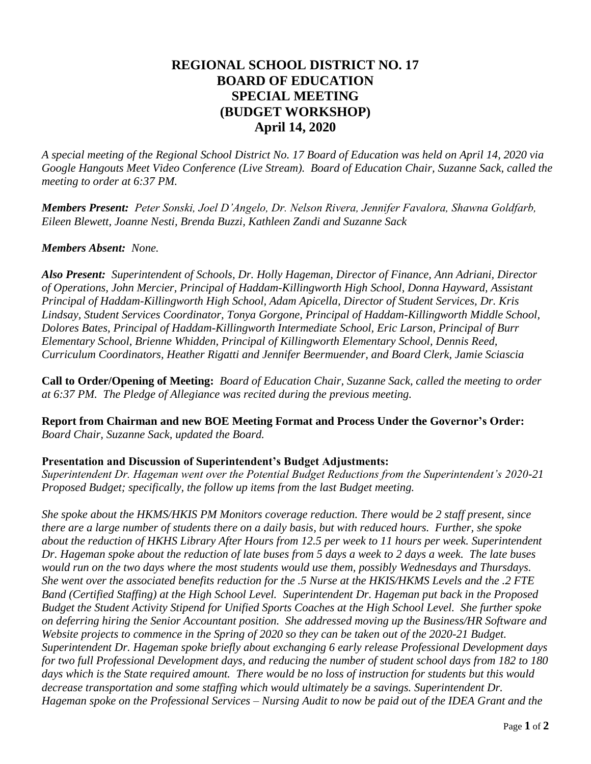# REGIONAL SCHOOL DISTRICT NO. 17
# BOARD OF EDUCATION
# SPECIAL MEETING
# (BUDGET WORKSHOP)
# April 14, 2020

*A special meeting of the Regional School District No. 17 Board of Education was held on April 14, 2020 via Google Hangouts Meet Video Conference (Live Stream). Board of Education Chair, Suzanne Sack, called the meeting to order at 6:37 PM.*

***Members Present:*** *Peter Sonski, Joel D'Angelo, Dr. Nelson Rivera, Jennifer Favalora, Shawna Goldfarb, Eileen Blewett, Joanne Nesti, Brenda Buzzi, Kathleen Zandi and Suzanne Sack*

***Members Absent:*** *None.*

***Also Present:*** *Superintendent of Schools, Dr. Holly Hageman, Director of Finance, Ann Adriani, Director of Operations, John Mercier, Principal of Haddam-Killingworth High School, Donna Hayward, Assistant Principal of Haddam-Killingworth High School, Adam Apicella, Director of Student Services, Dr. Kris Lindsay, Student Services Coordinator, Tonya Gorgone, Principal of Haddam-Killingworth Middle School, Dolores Bates, Principal of Haddam-Killingworth Intermediate School, Eric Larson, Principal of Burr Elementary School, Brienne Whidden, Principal of Killingworth Elementary School, Dennis Reed, Curriculum Coordinators, Heather Rigatti and Jennifer Beermuender, and Board Clerk, Jamie Sciascia*

**Call to Order/Opening of Meeting:** *Board of Education Chair, Suzanne Sack, called the meeting to order at 6:37 PM. The Pledge of Allegiance was recited during the previous meeting.*

**Report from Chairman and new BOE Meeting Format and Process Under the Governor's Order:** *Board Chair, Suzanne Sack, updated the Board.*

**Presentation and Discussion of Superintendent's Budget Adjustments:**
*Superintendent Dr. Hageman went over the Potential Budget Reductions from the Superintendent's 2020-21 Proposed Budget; specifically, the follow up items from the last Budget meeting.*

*She spoke about the HKMS/HKIS PM Monitors coverage reduction. There would be 2 staff present, since there are a large number of students there on a daily basis, but with reduced hours. Further, she spoke about the reduction of HKHS Library After Hours from 12.5 per week to 11 hours per week. Superintendent Dr. Hageman spoke about the reduction of late buses from 5 days a week to 2 days a week. The late buses would run on the two days where the most students would use them, possibly Wednesdays and Thursdays. She went over the associated benefits reduction for the .5 Nurse at the HKIS/HKMS Levels and the .2 FTE Band (Certified Staffing) at the High School Level. Superintendent Dr. Hageman put back in the Proposed Budget the Student Activity Stipend for Unified Sports Coaches at the High School Level. She further spoke on deferring hiring the Senior Accountant position. She addressed moving up the Business/HR Software and Website projects to commence in the Spring of 2020 so they can be taken out of the 2020-21 Budget. Superintendent Dr. Hageman spoke briefly about exchanging 6 early release Professional Development days for two full Professional Development days, and reducing the number of student school days from 182 to 180 days which is the State required amount. There would be no loss of instruction for students but this would decrease transportation and some staffing which would ultimately be a savings. Superintendent Dr. Hageman spoke on the Professional Services – Nursing Audit to now be paid out of the IDEA Grant and the*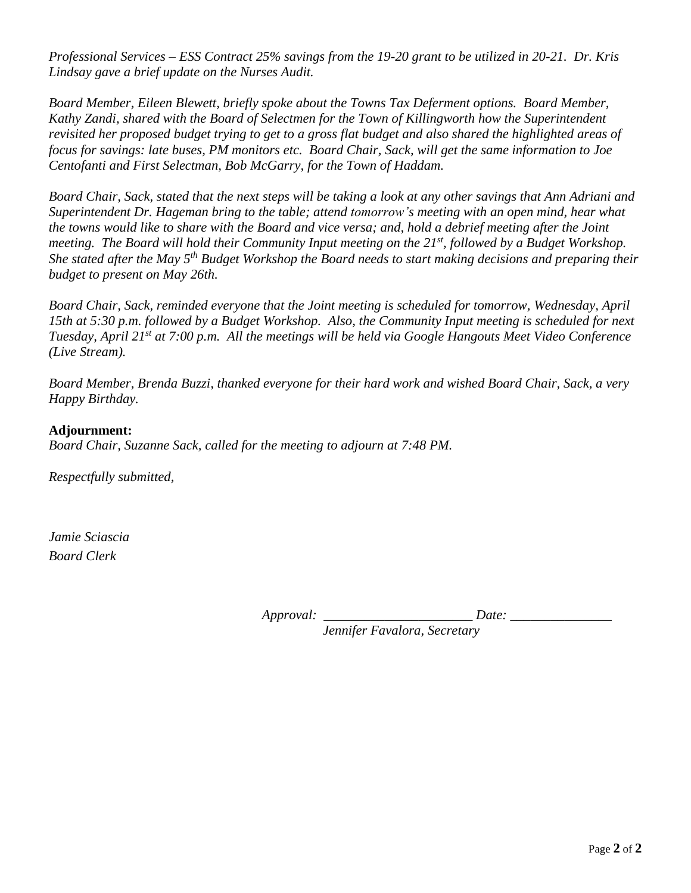*Professional Services – ESS Contract 25% savings from the 19-20 grant to be utilized in 20-21. Dr. Kris Lindsay gave a brief update on the Nurses Audit.*

*Board Member, Eileen Blewett, briefly spoke about the Towns Tax Deferment options. Board Member, Kathy Zandi, shared with the Board of Selectmen for the Town of Killingworth how the Superintendent revisited her proposed budget trying to get to a gross flat budget and also shared the highlighted areas of focus for savings: late buses, PM monitors etc. Board Chair, Sack, will get the same information to Joe Centofanti and First Selectman, Bob McGarry, for the Town of Haddam.*

*Board Chair, Sack, stated that the next steps will be taking a look at any other savings that Ann Adriani and Superintendent Dr. Hageman bring to the table; attend tomorrow's meeting with an open mind, hear what the towns would like to share with the Board and vice versa; and, hold a debrief meeting after the Joint meeting. The Board will hold their Community Input meeting on the 21st, followed by a Budget Workshop. She stated after the May 5th Budget Workshop the Board needs to start making decisions and preparing their budget to present on May 26th.*

*Board Chair, Sack, reminded everyone that the Joint meeting is scheduled for tomorrow, Wednesday, April 15th at 5:30 p.m. followed by a Budget Workshop. Also, the Community Input meeting is scheduled for next Tuesday, April 21st at 7:00 p.m. All the meetings will be held via Google Hangouts Meet Video Conference (Live Stream).*

*Board Member, Brenda Buzzi, thanked everyone for their hard work and wished Board Chair, Sack, a very Happy Birthday.*

**Adjournment:**
*Board Chair, Suzanne Sack, called for the meeting to adjourn at 7:48 PM.*

*Respectfully submitted,*

*Jamie Sciascia*
*Board Clerk*

*Approval:* ______________________ *Date:* _______________
*Jennifer Favalora, Secretary*